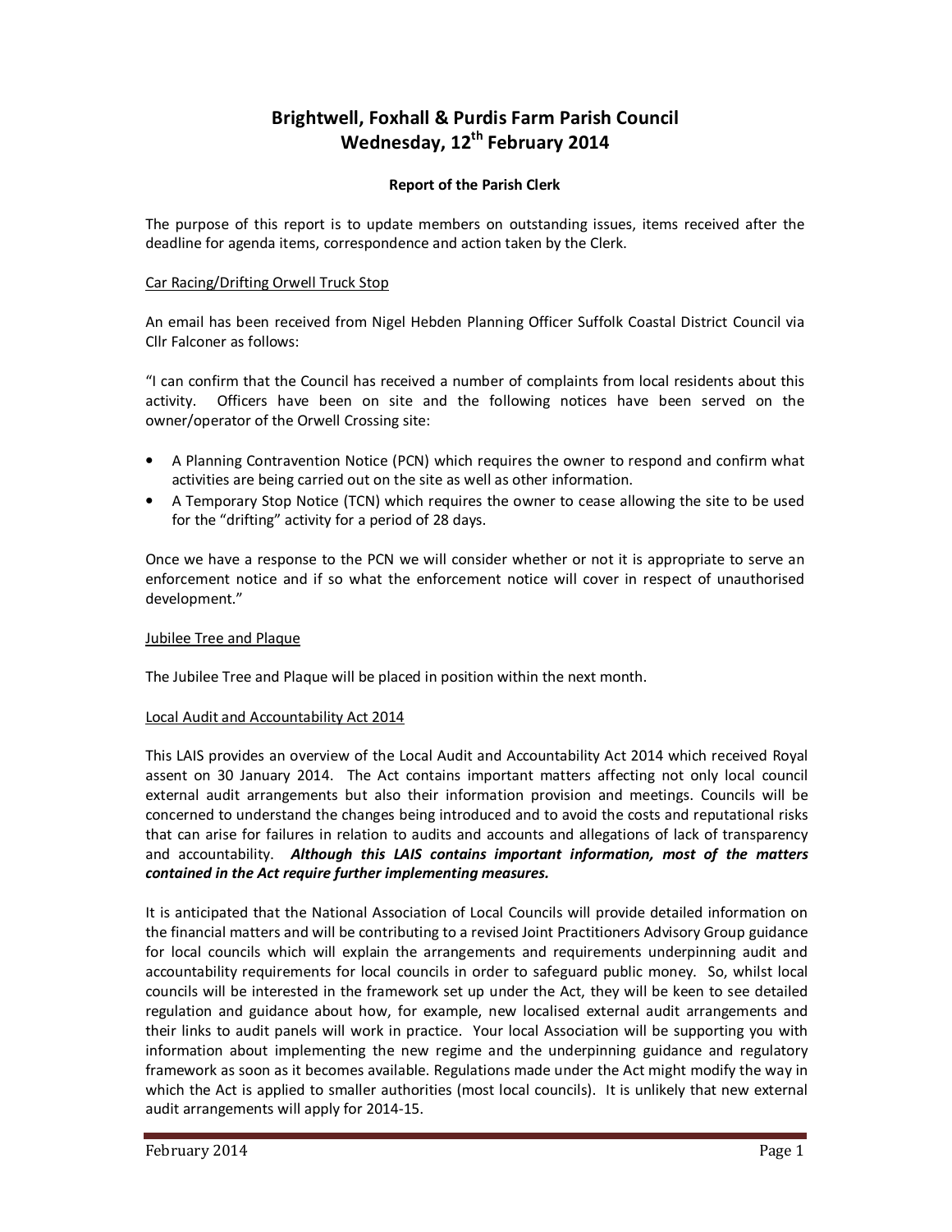# Brightwell, Foxhall & Purdis Farm Parish Council
# Wednesday, 12th February 2014

### Report of the Parish Clerk

The purpose of this report is to update members on outstanding issues, items received after the deadline for agenda items, correspondence and action taken by the Clerk.

#### Car Racing/Drifting Orwell Truck Stop

An email has been received from Nigel Hebden Planning Officer Suffolk Coastal District Council via Cllr Falconer as follows:

"I can confirm that the Council has received a number of complaints from local residents about this activity. Officers have been on site and the following notices have been served on the owner/operator of the Orwell Crossing site:

- A Planning Contravention Notice (PCN) which requires the owner to respond and confirm what activities are being carried out on the site as well as other information.
- A Temporary Stop Notice (TCN) which requires the owner to cease allowing the site to be used for the "drifting" activity for a period of 28 days.

Once we have a response to the PCN we will consider whether or not it is appropriate to serve an enforcement notice and if so what the enforcement notice will cover in respect of unauthorised development."

#### Jubilee Tree and Plaque

The Jubilee Tree and Plaque will be placed in position within the next month.

#### Local Audit and Accountability Act 2014

This LAIS provides an overview of the Local Audit and Accountability Act 2014 which received Royal assent on 30 January 2014. The Act contains important matters affecting not only local council external audit arrangements but also their information provision and meetings. Councils will be concerned to understand the changes being introduced and to avoid the costs and reputational risks that can arise for failures in relation to audits and accounts and allegations of lack of transparency and accountability. ***Although this LAIS contains important information, most of the matters contained in the Act require further implementing measures.***

It is anticipated that the National Association of Local Councils will provide detailed information on the financial matters and will be contributing to a revised Joint Practitioners Advisory Group guidance for local councils which will explain the arrangements and requirements underpinning audit and accountability requirements for local councils in order to safeguard public money. So, whilst local councils will be interested in the framework set up under the Act, they will be keen to see detailed regulation and guidance about how, for example, new localised external audit arrangements and their links to audit panels will work in practice. Your local Association will be supporting you with information about implementing the new regime and the underpinning guidance and regulatory framework as soon as it becomes available. Regulations made under the Act might modify the way in which the Act is applied to smaller authorities (most local councils). It is unlikely that new external audit arrangements will apply for 2014-15.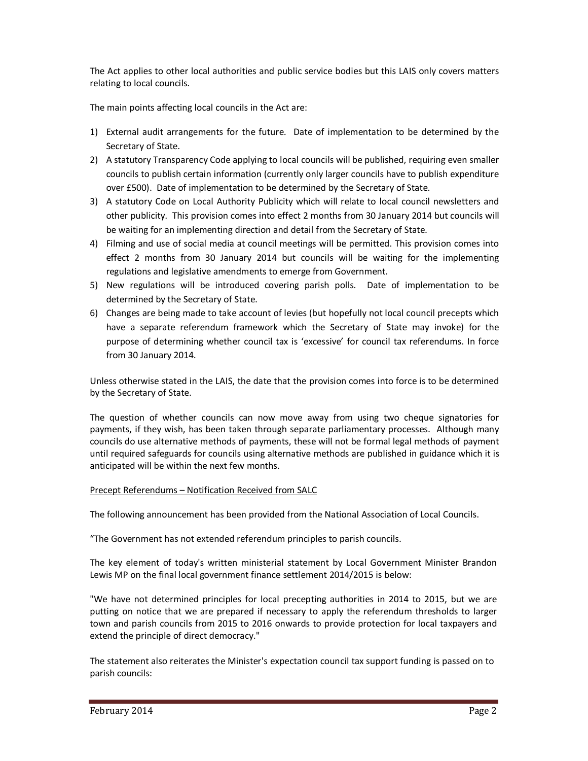The Act applies to other local authorities and public service bodies but this LAIS only covers matters relating to local councils.

The main points affecting local councils in the Act are:

1) External audit arrangements for the future. Date of implementation to be determined by the Secretary of State.
2) A statutory Transparency Code applying to local councils will be published, requiring even smaller councils to publish certain information (currently only larger councils have to publish expenditure over £500). Date of implementation to be determined by the Secretary of State.
3) A statutory Code on Local Authority Publicity which will relate to local council newsletters and other publicity. This provision comes into effect 2 months from 30 January 2014 but councils will be waiting for an implementing direction and detail from the Secretary of State.
4) Filming and use of social media at council meetings will be permitted. This provision comes into effect 2 months from 30 January 2014 but councils will be waiting for the implementing regulations and legislative amendments to emerge from Government.
5) New regulations will be introduced covering parish polls. Date of implementation to be determined by the Secretary of State.
6) Changes are being made to take account of levies (but hopefully not local council precepts which have a separate referendum framework which the Secretary of State may invoke) for the purpose of determining whether council tax is 'excessive' for council tax referendums. In force from 30 January 2014.

Unless otherwise stated in the LAIS, the date that the provision comes into force is to be determined by the Secretary of State.

The question of whether councils can now move away from using two cheque signatories for payments, if they wish, has been taken through separate parliamentary processes. Although many councils do use alternative methods of payments, these will not be formal legal methods of payment until required safeguards for councils using alternative methods are published in guidance which it is anticipated will be within the next few months.

<u>Precept Referendums – Notification Received from SALC</u>

The following announcement has been provided from the National Association of Local Councils.

"The Government has not extended referendum principles to parish councils.

The key element of today's written ministerial statement by Local Government Minister Brandon Lewis MP on the final local government finance settlement 2014/2015 is below:

"We have not determined principles for local precepting authorities in 2014 to 2015, but we are putting on notice that we are prepared if necessary to apply the referendum thresholds to larger town and parish councils from 2015 to 2016 onwards to provide protection for local taxpayers and extend the principle of direct democracy."

The statement also reiterates the Minister's expectation council tax support funding is passed on to parish councils: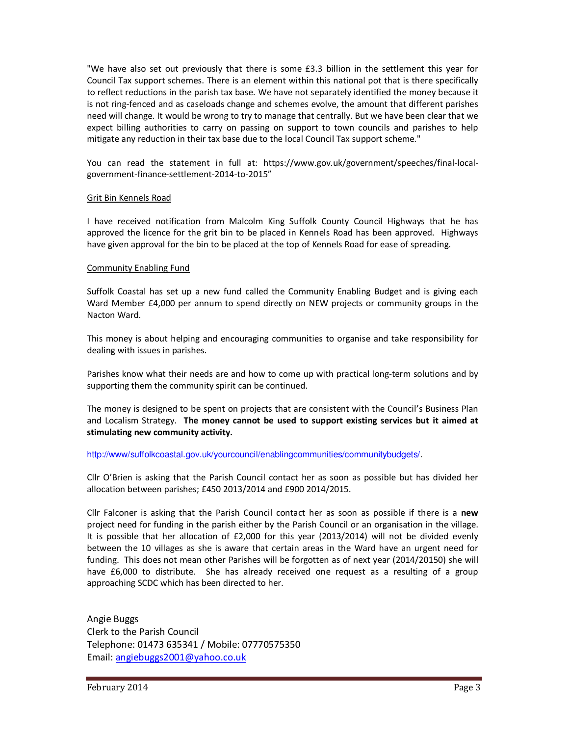"We have also set out previously that there is some £3.3 billion in the settlement this year for Council Tax support schemes. There is an element within this national pot that is there specifically to reflect reductions in the parish tax base. We have not separately identified the money because it is not ring-fenced and as caseloads change and schemes evolve, the amount that different parishes need will change. It would be wrong to try to manage that centrally. But we have been clear that we expect billing authorities to carry on passing on support to town councils and parishes to help mitigate any reduction in their tax base due to the local Council Tax support scheme."

You can read the statement in full at: https://www.gov.uk/government/speeches/final-local-government-finance-settlement-2014-to-2015"

Grit Bin Kennels Road

I have received notification from Malcolm King Suffolk County Council Highways that he has approved the licence for the grit bin to be placed in Kennels Road has been approved. Highways have given approval for the bin to be placed at the top of Kennels Road for ease of spreading.

Community Enabling Fund

Suffolk Coastal has set up a new fund called the Community Enabling Budget and is giving each Ward Member £4,000 per annum to spend directly on NEW projects or community groups in the Nacton Ward.

This money is about helping and encouraging communities to organise and take responsibility for dealing with issues in parishes.

Parishes know what their needs are and how to come up with practical long-term solutions and by supporting them the community spirit can be continued.

The money is designed to be spent on projects that are consistent with the Council's Business Plan and Localism Strategy. **The money cannot be used to support existing services but it aimed at stimulating new community activity.**

http://www/suffolkcoastal.gov.uk/yourcouncil/enablingcommunities/communitybudgets/.

Cllr O'Brien is asking that the Parish Council contact her as soon as possible but has divided her allocation between parishes; £450 2013/2014 and £900 2014/2015.

Cllr Falconer is asking that the Parish Council contact her as soon as possible if there is a **new** project need for funding in the parish either by the Parish Council or an organisation in the village. It is possible that her allocation of £2,000 for this year (2013/2014) will not be divided evenly between the 10 villages as she is aware that certain areas in the Ward have an urgent need for funding. This does not mean other Parishes will be forgotten as of next year (2014/20150) she will have £6,000 to distribute. She has already received one request as a resulting of a group approaching SCDC which has been directed to her.

Angie Buggs
Clerk to the Parish Council
Telephone: 01473 635341 / Mobile: 07770575350
Email: angiebuggs2001@yahoo.co.uk